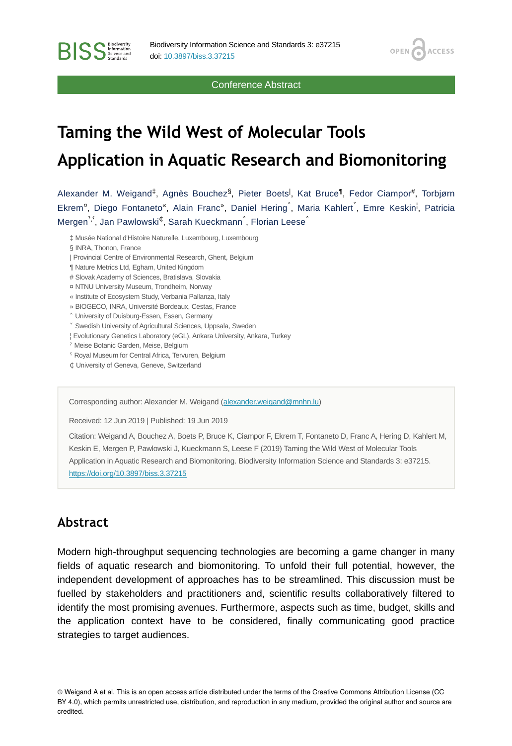Conference Abstract

# Taming the Wild West of Molecular Tools Application in Aquatic Research and Biomonitoring

Alexander M. Weigand[‡], Agnès Bouchez[§], Pieter Boets[|], Kat Bruce[¶], Fedor Ciampor[#], Torbjørn Ekrem[¤], Diego Fontaneto[«], Alain Franc[»], Daniel Hering[˄], Maria Kahlert[˅], Emre Keskin[¦], Patricia Mergen[ˀ,ˁ], Jan Pawlowski[₵], Sarah Kueckmann[˄], Florian Leese[˄]

‡ Musée National d'Histoire Naturelle, Luxembourg, Luxembourg
§ INRA, Thonon, France
| Provincial Centre of Environmental Research, Ghent, Belgium
¶ Nature Metrics Ltd, Egham, United Kingdom
# Slovak Academy of Sciences, Bratislava, Slovakia
¤ NTNU University Museum, Trondheim, Norway
« Institute of Ecosystem Study, Verbania Pallanza, Italy
» BIOGECO, INRA, Université Bordeaux, Cestas, France
˄ University of Duisburg-Essen, Essen, Germany
˅ Swedish University of Agricultural Sciences, Uppsala, Sweden
¦ Evolutionary Genetics Laboratory (eGL), Ankara University, Ankara, Turkey
ˀ Meise Botanic Garden, Meise, Belgium
ˁ Royal Museum for Central Africa, Tervuren, Belgium
₵ University of Geneva, Geneve, Switzerland

Corresponding author: Alexander M. Weigand (alexander.weigand@mnhn.lu)

Received: 12 Jun 2019 | Published: 19 Jun 2019

Citation: Weigand A, Bouchez A, Boets P, Bruce K, Ciampor F, Ekrem T, Fontaneto D, Franc A, Hering D, Kahlert M, Keskin E, Mergen P, Pawlowski J, Kueckmann S, Leese F (2019) Taming the Wild West of Molecular Tools Application in Aquatic Research and Biomonitoring. Biodiversity Information Science and Standards 3: e37215. https://doi.org/10.3897/biss.3.37215

## Abstract

Modern high-throughput sequencing technologies are becoming a game changer in many fields of aquatic research and biomonitoring. To unfold their full potential, however, the independent development of approaches has to be streamlined. This discussion must be fuelled by stakeholders and practitioners and, scientific results collaboratively filtered to identify the most promising avenues. Furthermore, aspects such as time, budget, skills and the application context have to be considered, finally communicating good practice strategies to target audiences.

© Weigand A et al. This is an open access article distributed under the terms of the Creative Commons Attribution License (CC BY 4.0), which permits unrestricted use, distribution, and reproduction in any medium, provided the original author and source are credited.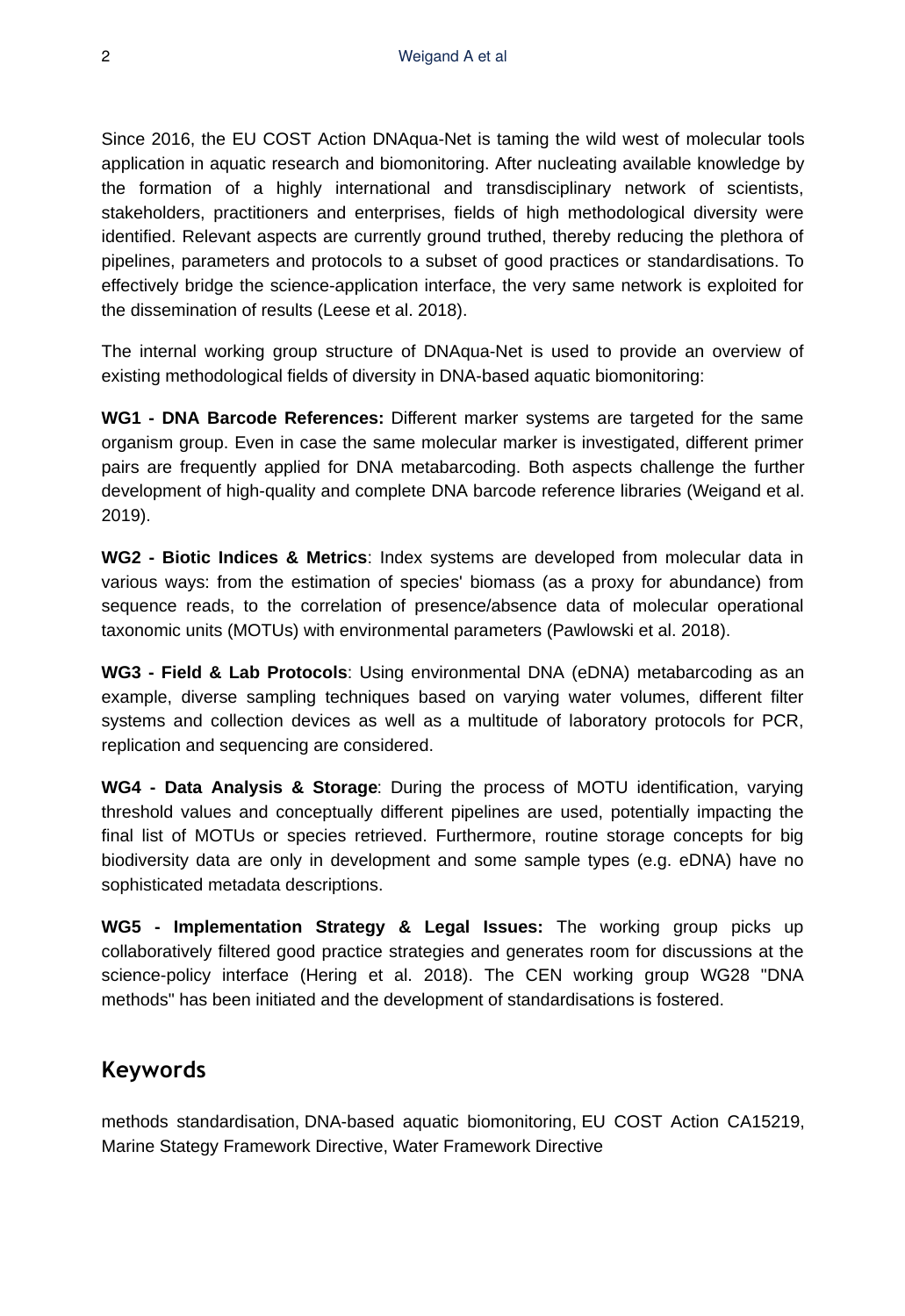Since 2016, the EU COST Action DNAqua-Net is taming the wild west of molecular tools application in aquatic research and biomonitoring. After nucleating available knowledge by the formation of a highly international and transdisciplinary network of scientists, stakeholders, practitioners and enterprises, fields of high methodological diversity were identified. Relevant aspects are currently ground truthed, thereby reducing the plethora of pipelines, parameters and protocols to a subset of good practices or standardisations. To effectively bridge the science-application interface, the very same network is exploited for the dissemination of results (Leese et al. 2018).

The internal working group structure of DNAqua-Net is used to provide an overview of existing methodological fields of diversity in DNA-based aquatic biomonitoring:

**WG1 - DNA Barcode References:** Different marker systems are targeted for the same organism group. Even in case the same molecular marker is investigated, different primer pairs are frequently applied for DNA metabarcoding. Both aspects challenge the further development of high-quality and complete DNA barcode reference libraries (Weigand et al. 2019).

**WG2 - Biotic Indices & Metrics**: Index systems are developed from molecular data in various ways: from the estimation of species' biomass (as a proxy for abundance) from sequence reads, to the correlation of presence/absence data of molecular operational taxonomic units (MOTUs) with environmental parameters (Pawlowski et al. 2018).

**WG3 - Field & Lab Protocols**: Using environmental DNA (eDNA) metabarcoding as an example, diverse sampling techniques based on varying water volumes, different filter systems and collection devices as well as a multitude of laboratory protocols for PCR, replication and sequencing are considered.

**WG4 - Data Analysis & Storage**: During the process of MOTU identification, varying threshold values and conceptually different pipelines are used, potentially impacting the final list of MOTUs or species retrieved. Furthermore, routine storage concepts for big biodiversity data are only in development and some sample types (e.g. eDNA) have no sophisticated metadata descriptions.

**WG5 - Implementation Strategy & Legal Issues:** The working group picks up collaboratively filtered good practice strategies and generates room for discussions at the science-policy interface (Hering et al. 2018). The CEN working group WG28 "DNA methods" has been initiated and the development of standardisations is fostered.

## Keywords

methods standardisation, DNA-based aquatic biomonitoring, EU COST Action CA15219, Marine Stategy Framework Directive, Water Framework Directive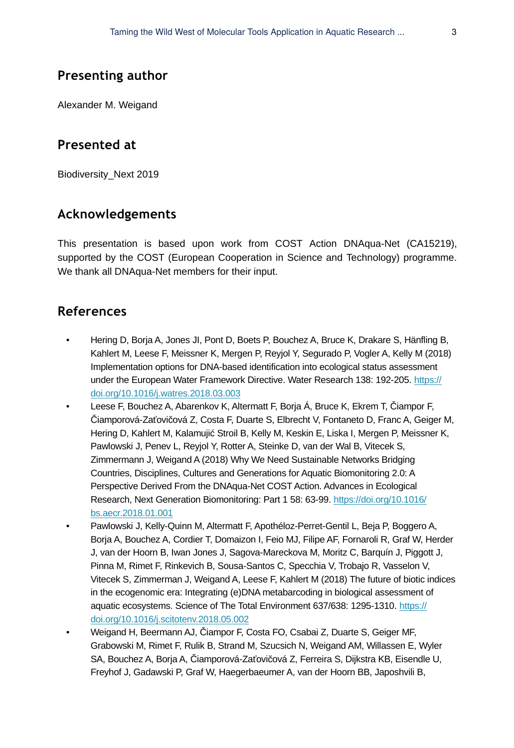## Presenting author

Alexander M. Weigand

## Presented at

Biodiversity_Next 2019

## Acknowledgements

This presentation is based upon work from COST Action DNAqua-Net (CA15219), supported by the COST (European Cooperation in Science and Technology) programme. We thank all DNAqua-Net members for their input.

## References

- Hering D, Borja A, Jones JI, Pont D, Boets P, Bouchez A, Bruce K, Drakare S, Hänfling B, Kahlert M, Leese F, Meissner K, Mergen P, Reyjol Y, Segurado P, Vogler A, Kelly M (2018) Implementation options for DNA-based identification into ecological status assessment under the European Water Framework Directive. Water Research 138: 192-205. https://doi.org/10.1016/j.watres.2018.03.003
- Leese F, Bouchez A, Abarenkov K, Altermatt F, Borja Á, Bruce K, Ekrem T, Čiampor F, Čiamporová-Zaťovičová Z, Costa F, Duarte S, Elbrecht V, Fontaneto D, Franc A, Geiger M, Hering D, Kahlert M, Kalamujić Stroil B, Kelly M, Keskin E, Liska I, Mergen P, Meissner K, Pawlowski J, Penev L, Reyjol Y, Rotter A, Steinke D, van der Wal B, Vitecek S, Zimmermann J, Weigand A (2018) Why We Need Sustainable Networks Bridging Countries, Disciplines, Cultures and Generations for Aquatic Biomonitoring 2.0: A Perspective Derived From the DNAqua-Net COST Action. Advances in Ecological Research, Next Generation Biomonitoring: Part 1 58: 63-99. https://doi.org/10.1016/bs.aecr.2018.01.001
- Pawlowski J, Kelly-Quinn M, Altermatt F, Apothéloz-Perret-Gentil L, Beja P, Boggero A, Borja A, Bouchez A, Cordier T, Domaizon I, Feio MJ, Filipe AF, Fornaroli R, Graf W, Herder J, van der Hoorn B, Iwan Jones J, Sagova-Mareckova M, Moritz C, Barquín J, Piggott J, Pinna M, Rimet F, Rinkevich B, Sousa-Santos C, Specchia V, Trobajo R, Vasselon V, Vitecek S, Zimmerman J, Weigand A, Leese F, Kahlert M (2018) The future of biotic indices in the ecogenomic era: Integrating (e)DNA metabarcoding in biological assessment of aquatic ecosystems. Science of The Total Environment 637/638: 1295-1310. https://doi.org/10.1016/j.scitotenv.2018.05.002
- Weigand H, Beermann AJ, Čiampor F, Costa FO, Csabai Z, Duarte S, Geiger MF, Grabowski M, Rimet F, Rulik B, Strand M, Szucsich N, Weigand AM, Willassen E, Wyler SA, Bouchez A, Borja A, Čiamporová-Zaťovičová Z, Ferreira S, Dijkstra KB, Eisendle U, Freyhof J, Gadawski P, Graf W, Haegerbaeumer A, van der Hoorn BB, Japoshvili B,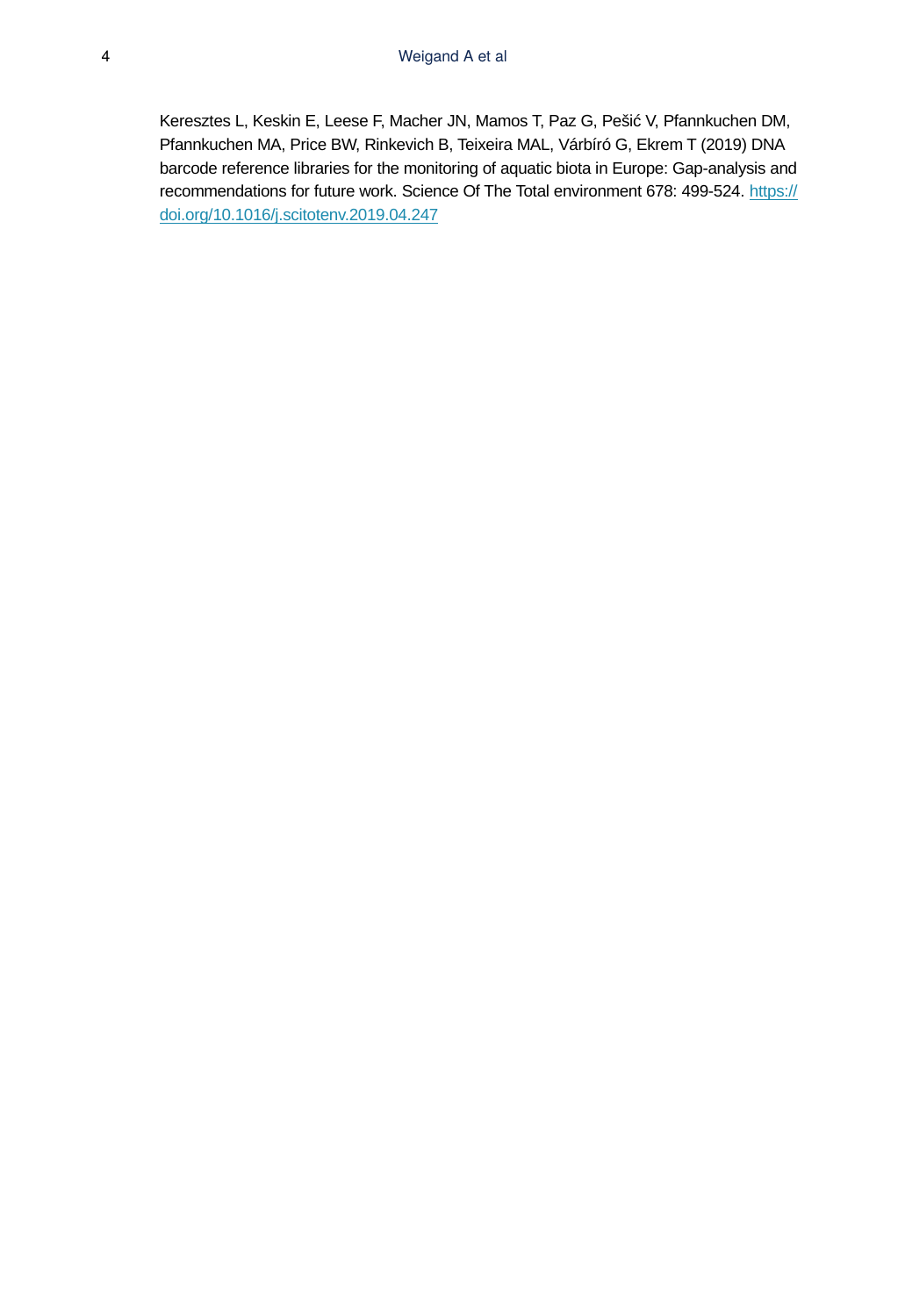Keresztes L, Keskin E, Leese F, Macher JN, Mamos T, Paz G, Pešić V, Pfannkuchen DM, Pfannkuchen MA, Price BW, Rinkevich B, Teixeira MAL, Várbíró G, Ekrem T (2019) DNA barcode reference libraries for the monitoring of aquatic biota in Europe: Gap-analysis and recommendations for future work. Science Of The Total environment 678: 499-524. https://doi.org/10.1016/j.scitotenv.2019.04.247